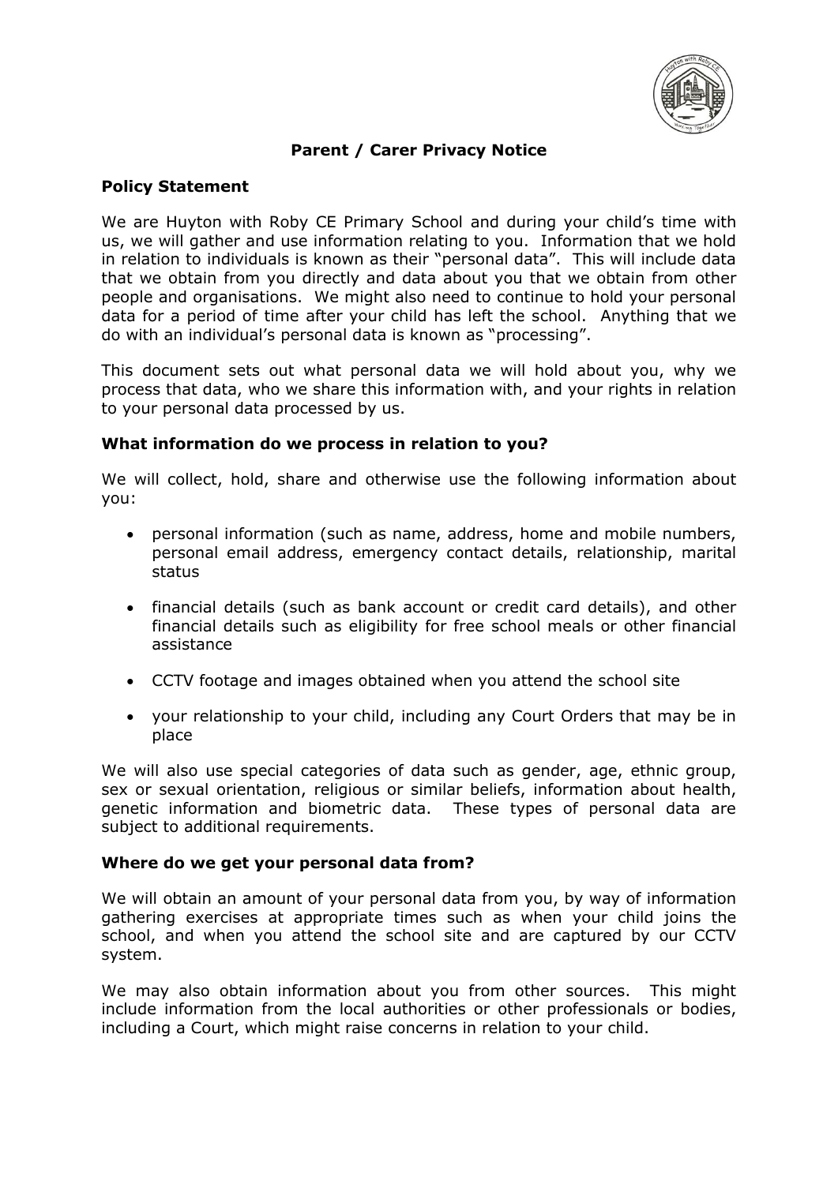# Parent / Carer Privacy Notice

## Policy Statement

We are Huyton with Roby CE Primary School and during your child's time with us, we will gather and use information relating to you. Information that we hold in relation to individuals is known as their "personal data". This will include data that we obtain from you directly and data about you that we obtain from other people and organisations. We might also need to continue to hold your personal data for a period of time after your child has left the school. Anything that we do with an individual's personal data is known as "processing".

This document sets out what personal data we will hold about you, why we process that data, who we share this information with, and your rights in relation to your personal data processed by us.

## What information do we process in relation to you?

We will collect, hold, share and otherwise use the following information about you:

- personal information (such as name, address, home and mobile numbers, personal email address, emergency contact details, relationship, marital status
- financial details (such as bank account or credit card details), and other financial details such as eligibility for free school meals or other financial assistance
- CCTV footage and images obtained when you attend the school site
- your relationship to your child, including any Court Orders that may be in place

We will also use special categories of data such as gender, age, ethnic group, sex or sexual orientation, religious or similar beliefs, information about health, genetic information and biometric data. These types of personal data are subject to additional requirements.

## Where do we get your personal data from?

We will obtain an amount of your personal data from you, by way of information gathering exercises at appropriate times such as when your child joins the school, and when you attend the school site and are captured by our CCTV system.

We may also obtain information about you from other sources. This might include information from the local authorities or other professionals or bodies, including a Court, which might raise concerns in relation to your child.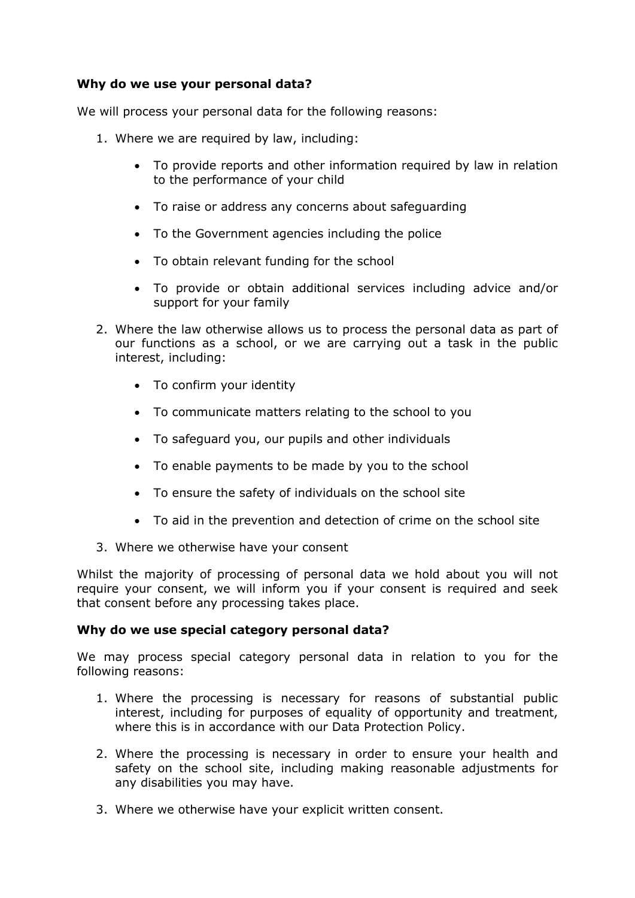**Why do we use your personal data?**

We will process your personal data for the following reasons:

1. Where we are required by law, including:

    - To provide reports and other information required by law in relation to the performance of your child
    - To raise or address any concerns about safeguarding
    - To the Government agencies including the police
    - To obtain relevant funding for the school
    - To provide or obtain additional services including advice and/or support for your family

2. Where the law otherwise allows us to process the personal data as part of our functions as a school, or we are carrying out a task in the public interest, including:

    - To confirm your identity
    - To communicate matters relating to the school to you
    - To safeguard you, our pupils and other individuals
    - To enable payments to be made by you to the school
    - To ensure the safety of individuals on the school site
    - To aid in the prevention and detection of crime on the school site

3. Where we otherwise have your consent

Whilst the majority of processing of personal data we hold about you will not require your consent, we will inform you if your consent is required and seek that consent before any processing takes place.

**Why do we use special category personal data?**

We may process special category personal data in relation to you for the following reasons:

1. Where the processing is necessary for reasons of substantial public interest, including for purposes of equality of opportunity and treatment, where this is in accordance with our Data Protection Policy.

2. Where the processing is necessary in order to ensure your health and safety on the school site, including making reasonable adjustments for any disabilities you may have.

3. Where we otherwise have your explicit written consent.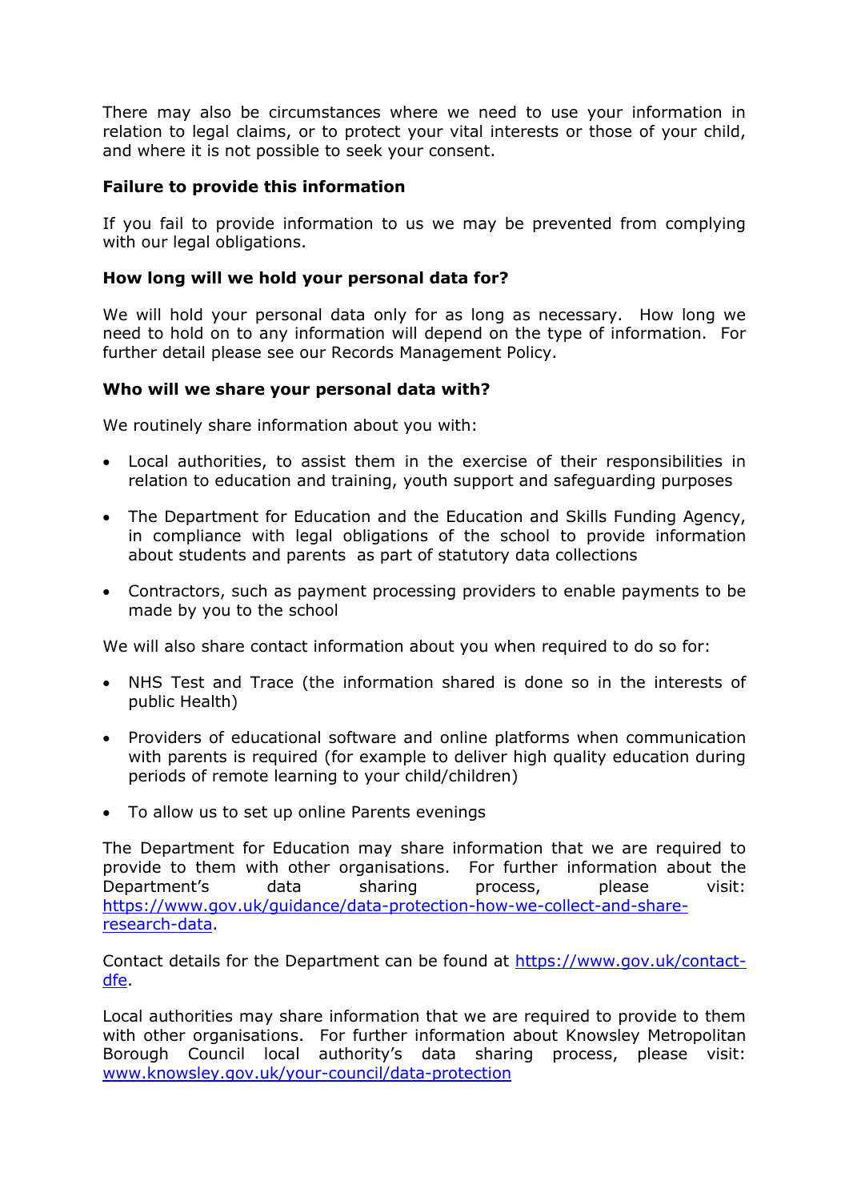There may also be circumstances where we need to use your information in relation to legal claims, or to protect your vital interests or those of your child, and where it is not possible to seek your consent.

**Failure to provide this information**

If you fail to provide information to us we may be prevented from complying with our legal obligations.

**How long will we hold your personal data for?**

We will hold your personal data only for as long as necessary. How long we need to hold on to any information will depend on the type of information. For further detail please see our Records Management Policy.

**Who will we share your personal data with?**

We routinely share information about you with:

- Local authorities, to assist them in the exercise of their responsibilities in relation to education and training, youth support and safeguarding purposes
- The Department for Education and the Education and Skills Funding Agency, in compliance with legal obligations of the school to provide information about students and parents as part of statutory data collections
- Contractors, such as payment processing providers to enable payments to be made by you to the school

We will also share contact information about you when required to do so for:

- NHS Test and Trace (the information shared is done so in the interests of public Health)
- Providers of educational software and online platforms when communication with parents is required (for example to deliver high quality education during periods of remote learning to your child/children)
- To allow us to set up online Parents evenings

The Department for Education may share information that we are required to provide to them with other organisations. For further information about the Department's data sharing process, please visit: [https://www.gov.uk/guidance/data-protection-how-we-collect-and-share-research-data](https://www.gov.uk/guidance/data-protection-how-we-collect-and-share-research-data).

Contact details for the Department can be found at [https://www.gov.uk/contact-dfe](https://www.gov.uk/contact-dfe).

Local authorities may share information that we are required to provide to them with other organisations. For further information about Knowsley Metropolitan Borough Council local authority's data sharing process, please visit: [www.knowsley.gov.uk/your-council/data-protection](www.knowsley.gov.uk/your-council/data-protection)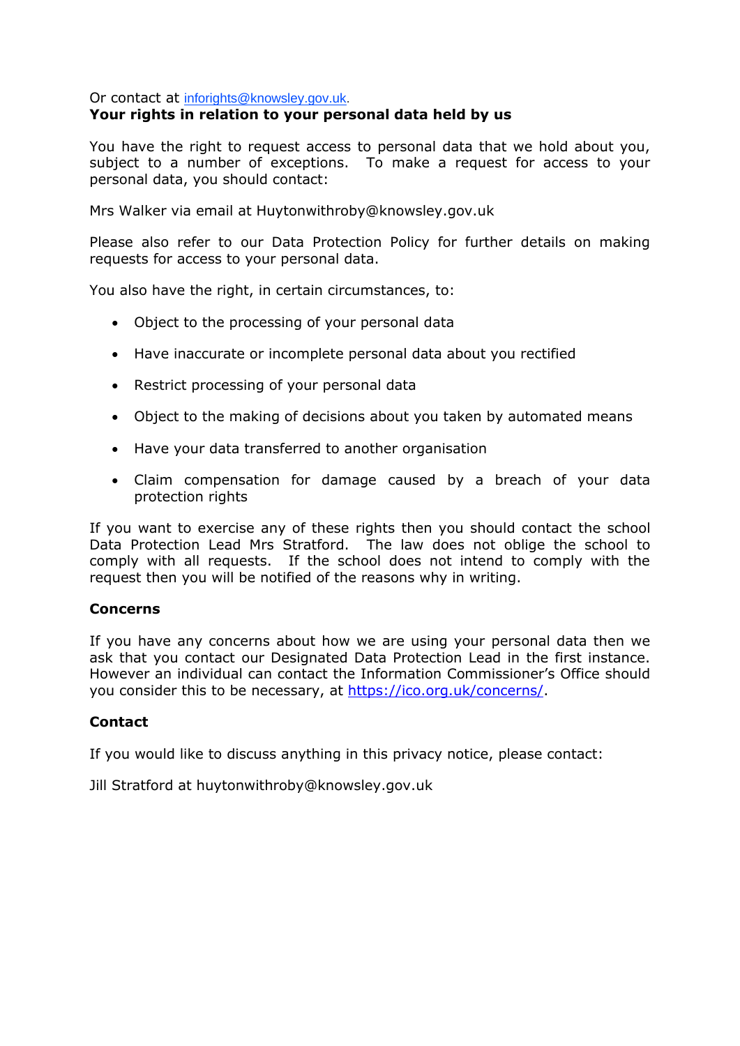Or contact at inforights@knowsley.gov.uk.

**Your rights in relation to your personal data held by us**

You have the right to request access to personal data that we hold about you, subject to a number of exceptions. To make a request for access to your personal data, you should contact:

Mrs Walker via email at Huytonwithroby@knowsley.gov.uk

Please also refer to our Data Protection Policy for further details on making requests for access to your personal data.

You also have the right, in certain circumstances, to:

- Object to the processing of your personal data
- Have inaccurate or incomplete personal data about you rectified
- Restrict processing of your personal data
- Object to the making of decisions about you taken by automated means
- Have your data transferred to another organisation
- Claim compensation for damage caused by a breach of your data protection rights

If you want to exercise any of these rights then you should contact the school Data Protection Lead Mrs Stratford. The law does not oblige the school to comply with all requests. If the school does not intend to comply with the request then you will be notified of the reasons why in writing.

**Concerns**

If you have any concerns about how we are using your personal data then we ask that you contact our Designated Data Protection Lead in the first instance. However an individual can contact the Information Commissioner's Office should you consider this to be necessary, at https://ico.org.uk/concerns/.

**Contact**

If you would like to discuss anything in this privacy notice, please contact:

Jill Stratford at huytonwithroby@knowsley.gov.uk